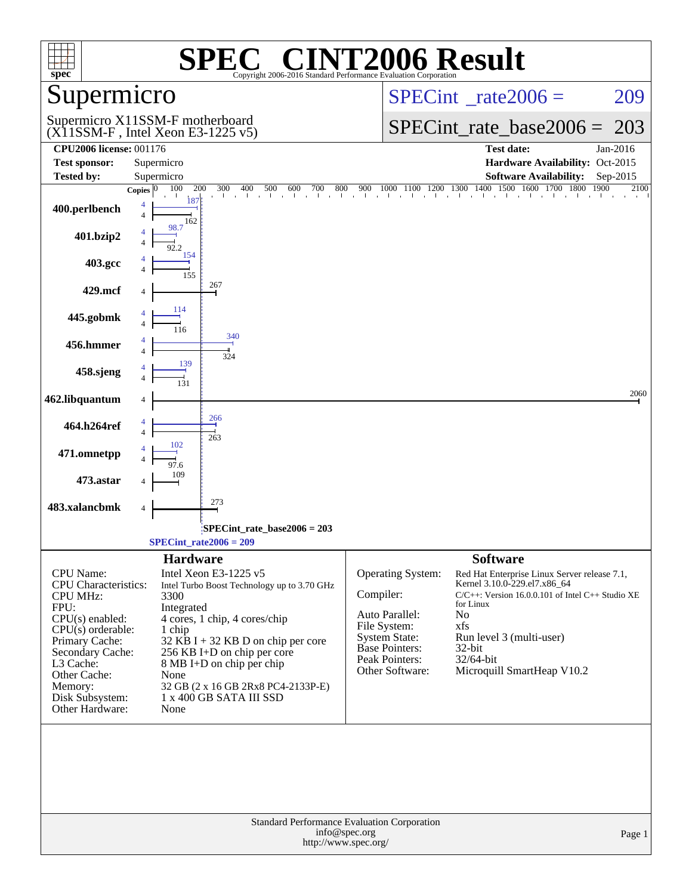# SPEC CINT2006 Result

Copyright 2006-2016 Standard Performance Evaluation Corporation

## Supermicro

Supermicro X11SSM-F motherboard
(X11SSM-F , Intel Xeon E3-1225 v5)

SPECint_rate2006 = 209

SPECint_rate_base2006 = 203

| | | | |
|---|---|---|---|
| **CPU2006 license:** 001176 | | **Test date:** | Jan-2016 |
| **Test sponsor:** | Supermicro | **Hardware Availability:** | Oct-2015 |
| **Tested by:** | Supermicro | **Software Availability:** | Sep-2015 |

| Benchmark | Copies (peak) | Copies (base) | Peak | Base |
|---|---|---|---|---|
| 400.perlbench | 4 | 4 | 187 | 162 |
| 401.bzip2 | 4 | 4 | 98.7 | 92.2 |
| 403.gcc | 4 | 4 | 154 | 155 |
| 429.mcf | | 4 | | 267 |
| 445.gobmk | 4 | 4 | 114 | 116 |
| 456.hmmer | 4 | 4 | 340 | 324 |
| 458.sjeng | 4 | 4 | 139 | 131 |
| 462.libquantum | | 4 | | 2060 |
| 464.h264ref | 4 | 4 | 266 | 263 |
| 471.omnetpp | 4 | 4 | 102 | 97.6 |
| 473.astar | | 4 | | 109 |
| 483.xalancbmk | | 4 | | 273 |

SPECint_rate_base2006 = 203

SPECint_rate2006 = 209

### Hardware

| | |
|---|---|
| CPU Name: | Intel Xeon E3-1225 v5 |
| CPU Characteristics: | Intel Turbo Boost Technology up to 3.70 GHz |
| CPU MHz: | 3300 |
| FPU: | Integrated |
| CPU(s) enabled: | 4 cores, 1 chip, 4 cores/chip |
| CPU(s) orderable: | 1 chip |
| Primary Cache: | 32 KB I + 32 KB D on chip per core |
| Secondary Cache: | 256 KB I+D on chip per core |
| L3 Cache: | 8 MB I+D on chip per chip |
| Other Cache: | None |
| Memory: | 32 GB (2 x 16 GB 2Rx8 PC4-2133P-E) |
| Disk Subsystem: | 1 x 400 GB SATA III SSD |
| Other Hardware: | None |

### Software

| | |
|---|---|
| Operating System: | Red Hat Enterprise Linux Server release 7.1, Kernel 3.10.0-229.el7.x86_64 |
| Compiler: | C/C++: Version 16.0.0.101 of Intel C++ Studio XE for Linux |
| Auto Parallel: | No |
| File System: | xfs |
| System State: | Run level 3 (multi-user) |
| Base Pointers: | 32-bit |
| Peak Pointers: | 32/64-bit |
| Other Software: | Microquill SmartHeap V10.2 |

Standard Performance Evaluation Corporation
info@spec.org
http://www.spec.org/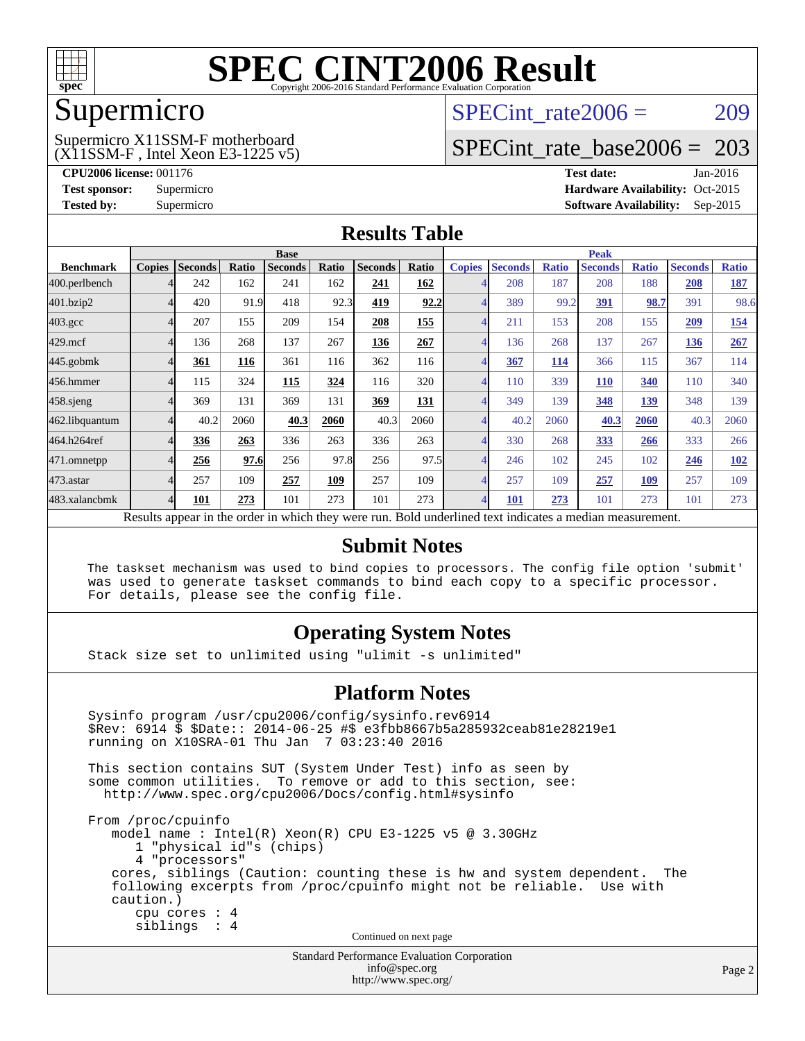# SPEC CINT2006 Result

Copyright 2006-2016 Standard Performance Evaluation Corporation

## Supermicro

Supermicro X11SSM-F motherboard
(X11SSM-F , Intel Xeon E3-1225 v5)

SPECint_rate2006 = 209

SPECint_rate_base2006 = 203

**CPU2006 license:** 001176
**Test sponsor:** Supermicro
**Tested by:** Supermicro

**Test date:** Jan-2016
**Hardware Availability:** Oct-2015
**Software Availability:** Sep-2015

## Results Table

| Benchmark | Base | | | | | | | Peak | | | | | | |
|---|---|---|---|---|---|---|---|---|---|---|---|---|---|---|
| | Copies | Seconds | Ratio | Seconds | Ratio | Seconds | Ratio | Copies | Seconds | Ratio | Seconds | Ratio | Seconds | Ratio |
| 400.perlbench | 4 | 242 | 162 | 241 | 162 | **241** | **162** | 4 | 208 | 187 | 208 | 188 | **208** | **187** |
| 401.bzip2 | 4 | 420 | 91.9 | 418 | 92.3 | **419** | **92.2** | 4 | 389 | 99.2 | **391** | **98.7** | 391 | 98.6 |
| 403.gcc | 4 | 207 | 155 | 209 | 154 | **208** | **155** | 4 | 211 | 153 | 208 | 155 | **209** | **154** |
| 429.mcf | 4 | 136 | 268 | 137 | 267 | **136** | **267** | 4 | 136 | 268 | 137 | 267 | **136** | **267** |
| 445.gobmk | 4 | **361** | **116** | 361 | 116 | 362 | 116 | 4 | **367** | **114** | 366 | 115 | 367 | 114 |
| 456.hmmer | 4 | 115 | 324 | **115** | **324** | 116 | 320 | 4 | 110 | 339 | **110** | **340** | 110 | 340 |
| 458.sjeng | 4 | 369 | 131 | 369 | 131 | **369** | **131** | 4 | 349 | 139 | **348** | **139** | 348 | 139 |
| 462.libquantum | 4 | 40.2 | 2060 | **40.3** | **2060** | 40.3 | 2060 | 4 | 40.2 | 2060 | **40.3** | **2060** | 40.3 | 2060 |
| 464.h264ref | 4 | **336** | **263** | 336 | 263 | 336 | 263 | 4 | 330 | 268 | **333** | **266** | 333 | 266 |
| 471.omnetpp | 4 | **256** | **97.6** | 256 | 97.8 | 256 | 97.5 | 4 | 246 | 102 | 245 | 102 | **246** | **102** |
| 473.astar | 4 | 257 | 109 | **257** | **109** | 257 | 109 | 4 | 257 | 109 | **257** | **109** | 257 | 109 |
| 483.xalancbmk | 4 | **101** | **273** | 101 | 273 | 101 | 273 | 4 | **101** | **273** | 101 | 273 | 101 | 273 |

Results appear in the order in which they were run. Bold underlined text indicates a median measurement.

## Submit Notes

```
The taskset mechanism was used to bind copies to processors. The config file option 'submit'
was used to generate taskset commands to bind each copy to a specific processor.
For details, please see the config file.
```

## Operating System Notes

```
Stack size set to unlimited using "ulimit -s unlimited"
```

## Platform Notes

```
Sysinfo program /usr/cpu2006/config/sysinfo.rev6914
$Rev: 6914 $ $Date:: 2014-06-25 #$ e3fbb8667b5a285932ceab81e28219e1
running on X10SRA-01 Thu Jan  7 03:23:40 2016

This section contains SUT (System Under Test) info as seen by
some common utilities.  To remove or add to this section, see:
  http://www.spec.org/cpu2006/Docs/config.html#sysinfo

From /proc/cpuinfo
   model name : Intel(R) Xeon(R) CPU E3-1225 v5 @ 3.30GHz
      1 "physical id"s (chips)
      4 "processors"
   cores, siblings (Caution: counting these is hw and system dependent.  The
   following excerpts from /proc/cpuinfo might not be reliable.  Use with
   caution.)
      cpu cores : 4
      siblings  : 4
```

Continued on next page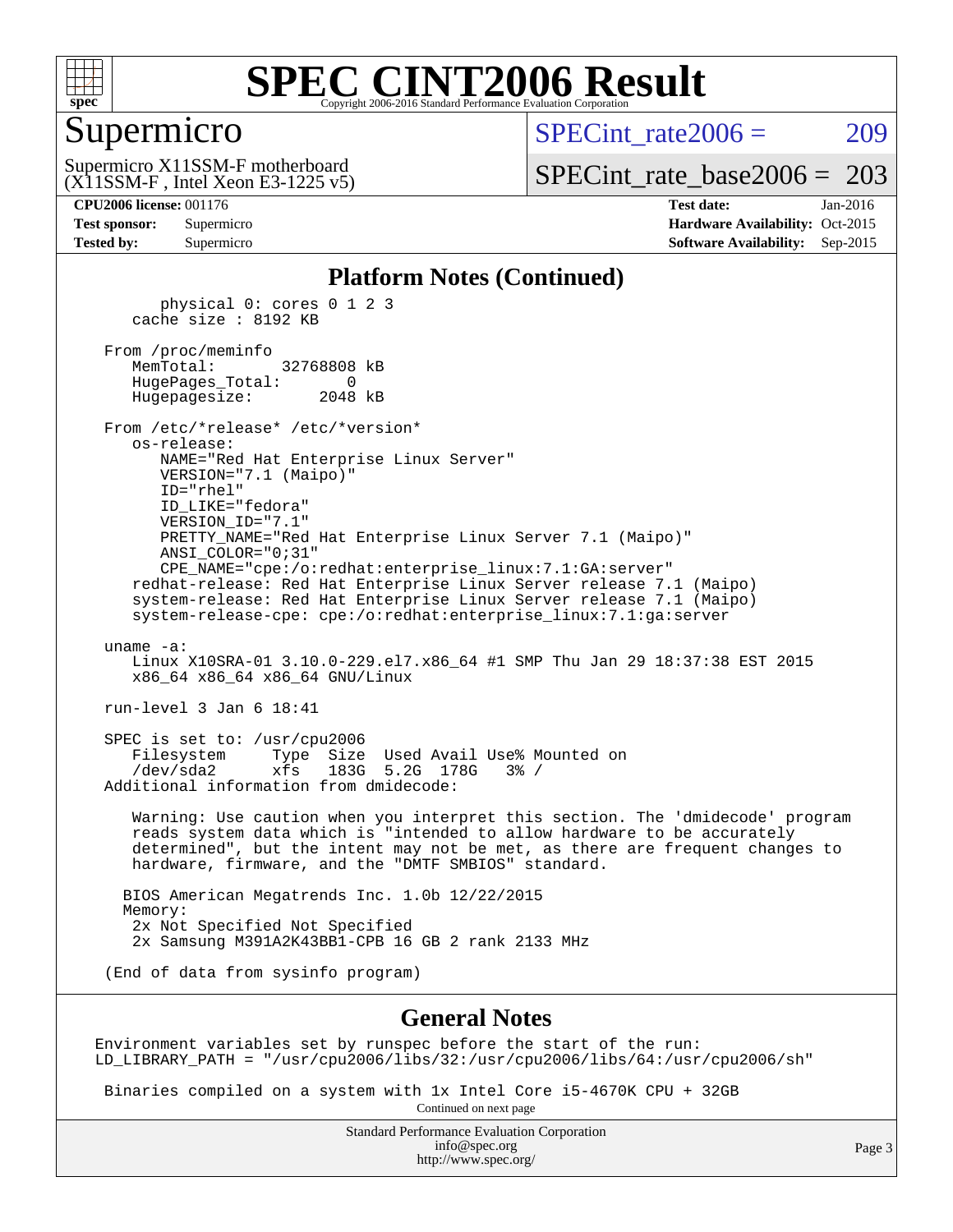# SPEC CINT2006 Result

## Supermicro

Supermicro X11SSM-F motherboard
(X11SSM-F , Intel Xeon E3-1225 v5)

SPECint_rate2006 = 209

SPECint_rate_base2006 = 203

**CPU2006 license:** 001176
**Test sponsor:** Supermicro
**Tested by:** Supermicro

**Test date:** Jan-2016
**Hardware Availability:** Oct-2015
**Software Availability:** Sep-2015

### Platform Notes (Continued)

```
        physical 0: cores 0 1 2 3
     cache size : 8192 KB

  From /proc/meminfo
     MemTotal:       32768808 kB
     HugePages_Total:       0
     Hugepagesize:       2048 kB

  From /etc/*release* /etc/*version*
     os-release:
        NAME="Red Hat Enterprise Linux Server"
        VERSION="7.1 (Maipo)"
        ID="rhel"
        ID_LIKE="fedora"
        VERSION_ID="7.1"
        PRETTY_NAME="Red Hat Enterprise Linux Server 7.1 (Maipo)"
        ANSI_COLOR="0;31"
        CPE_NAME="cpe:/o:redhat:enterprise_linux:7.1:GA:server"
     redhat-release: Red Hat Enterprise Linux Server release 7.1 (Maipo)
     system-release: Red Hat Enterprise Linux Server release 7.1 (Maipo)
     system-release-cpe: cpe:/o:redhat:enterprise_linux:7.1:ga:server

  uname -a:
     Linux X10SRA-01 3.10.0-229.el7.x86_64 #1 SMP Thu Jan 29 18:37:38 EST 2015
     x86_64 x86_64 x86_64 GNU/Linux

  run-level 3 Jan 6 18:41

  SPEC is set to: /usr/cpu2006
     Filesystem     Type  Size  Used Avail Use% Mounted on
     /dev/sda2      xfs   183G  5.2G  178G   3% /
  Additional information from dmidecode:

     Warning: Use caution when you interpret this section. The 'dmidecode' program
     reads system data which is "intended to allow hardware to be accurately
     determined", but the intent may not be met, as there are frequent changes to
     hardware, firmware, and the "DMTF SMBIOS" standard.

    BIOS American Megatrends Inc. 1.0b 12/22/2015
    Memory:
     2x Not Specified Not Specified
     2x Samsung M391A2K43BB1-CPB 16 GB 2 rank 2133 MHz

  (End of data from sysinfo program)
```

### General Notes

```
Environment variables set by runspec before the start of the run:
LD_LIBRARY_PATH = "/usr/cpu2006/libs/32:/usr/cpu2006/libs/64:/usr/cpu2006/sh"

 Binaries compiled on a system with 1x Intel Core i5-4670K CPU + 32GB
```

Continued on next page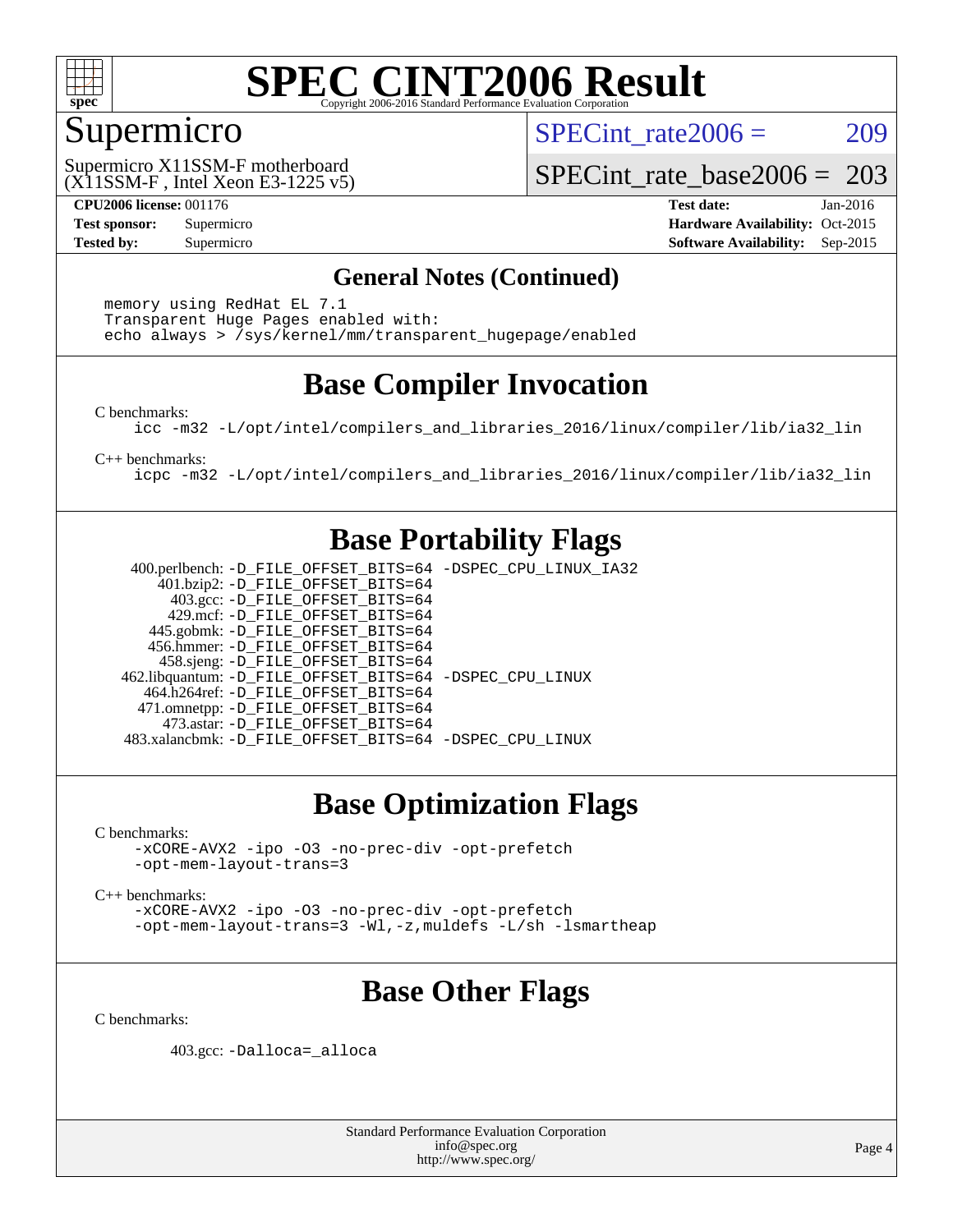# SPEC CINT2006 Result

## Supermicro

Supermicro X11SSM-F motherboard
(X11SSM-F , Intel Xeon E3-1225 v5)

SPECint_rate2006 = 209

SPECint_rate_base2006 = 203

**CPU2006 license:** 001176
**Test sponsor:** Supermicro
**Tested by:** Supermicro

**Test date:** Jan-2016
**Hardware Availability:** Oct-2015
**Software Availability:** Sep-2015

## General Notes (Continued)

```
memory using RedHat EL 7.1
Transparent Huge Pages enabled with:
echo always > /sys/kernel/mm/transparent_hugepage/enabled
```

## Base Compiler Invocation

C benchmarks:

```
icc -m32 -L/opt/intel/compilers_and_libraries_2016/linux/compiler/lib/ia32_lin
```

C++ benchmarks:

```
icpc -m32 -L/opt/intel/compilers_and_libraries_2016/linux/compiler/lib/ia32_lin
```

## Base Portability Flags

| Benchmark | Flags |
|---|---|
| 400.perlbench: | -D_FILE_OFFSET_BITS=64 -DSPEC_CPU_LINUX_IA32 |
| 401.bzip2: | -D_FILE_OFFSET_BITS=64 |
| 403.gcc: | -D_FILE_OFFSET_BITS=64 |
| 429.mcf: | -D_FILE_OFFSET_BITS=64 |
| 445.gobmk: | -D_FILE_OFFSET_BITS=64 |
| 456.hmmer: | -D_FILE_OFFSET_BITS=64 |
| 458.sjeng: | -D_FILE_OFFSET_BITS=64 |
| 462.libquantum: | -D_FILE_OFFSET_BITS=64 -DSPEC_CPU_LINUX |
| 464.h264ref: | -D_FILE_OFFSET_BITS=64 |
| 471.omnetpp: | -D_FILE_OFFSET_BITS=64 |
| 473.astar: | -D_FILE_OFFSET_BITS=64 |
| 483.xalancbmk: | -D_FILE_OFFSET_BITS=64 -DSPEC_CPU_LINUX |

## Base Optimization Flags

C benchmarks:

```
-xCORE-AVX2 -ipo -O3 -no-prec-div -opt-prefetch
-opt-mem-layout-trans=3
```

C++ benchmarks:

```
-xCORE-AVX2 -ipo -O3 -no-prec-div -opt-prefetch
-opt-mem-layout-trans=3 -Wl,-z,muldefs -L/sh -lsmartheap
```

## Base Other Flags

C benchmarks:

403.gcc: `-Dalloca=_alloca`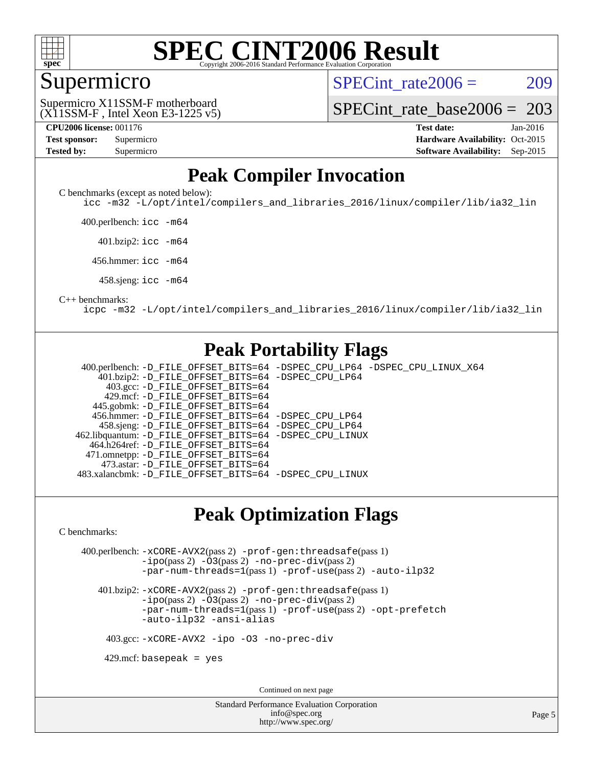# SPEC CINT2006 Result

Copyright 2006-2016 Standard Performance Evaluation Corporation

## Supermicro

Supermicro X11SSM-F motherboard
(X11SSM-F , Intel Xeon E3-1225 v5)

SPECint_rate2006 = 209

SPECint_rate_base2006 = 203

| | | | |
|---|---|---|---|
| **CPU2006 license:** 001176 | | **Test date:** | Jan-2016 |
| **Test sponsor:** | Supermicro | **Hardware Availability:** | Oct-2015 |
| **Tested by:** | Supermicro | **Software Availability:** | Sep-2015 |

## Peak Compiler Invocation

C benchmarks (except as noted below):

```
icc -m32 -L/opt/intel/compilers_and_libraries_2016/linux/compiler/lib/ia32_lin
```

400.perlbench: `icc -m64`

401.bzip2: `icc -m64`

456.hmmer: `icc -m64`

458.sjeng: `icc -m64`

C++ benchmarks:

```
icpc -m32 -L/opt/intel/compilers_and_libraries_2016/linux/compiler/lib/ia32_lin
```

## Peak Portability Flags

400.perlbench: -D_FILE_OFFSET_BITS=64 -DSPEC_CPU_LP64 -DSPEC_CPU_LINUX_X64
401.bzip2: -D_FILE_OFFSET_BITS=64 -DSPEC_CPU_LP64
403.gcc: -D_FILE_OFFSET_BITS=64
429.mcf: -D_FILE_OFFSET_BITS=64
445.gobmk: -D_FILE_OFFSET_BITS=64
456.hmmer: -D_FILE_OFFSET_BITS=64 -DSPEC_CPU_LP64
458.sjeng: -D_FILE_OFFSET_BITS=64 -DSPEC_CPU_LP64
462.libquantum: -D_FILE_OFFSET_BITS=64 -DSPEC_CPU_LINUX
464.h264ref: -D_FILE_OFFSET_BITS=64
471.omnetpp: -D_FILE_OFFSET_BITS=64
473.astar: -D_FILE_OFFSET_BITS=64
483.xalancbmk: -D_FILE_OFFSET_BITS=64 -DSPEC_CPU_LINUX

## Peak Optimization Flags

C benchmarks:

400.perlbench: -xCORE-AVX2(pass 2) -prof-gen:threadsafe(pass 1) -ipo(pass 2) -O3(pass 2) -no-prec-div(pass 2) -par-num-threads=1(pass 1) -prof-use(pass 2) -auto-ilp32

401.bzip2: -xCORE-AVX2(pass 2) -prof-gen:threadsafe(pass 1) -ipo(pass 2) -O3(pass 2) -no-prec-div(pass 2) -par-num-threads=1(pass 1) -prof-use(pass 2) -opt-prefetch -auto-ilp32 -ansi-alias

403.gcc: -xCORE-AVX2 -ipo -O3 -no-prec-div

429.mcf: basepeak = yes

Continued on next page

Standard Performance Evaluation Corporation
info@spec.org
http://www.spec.org/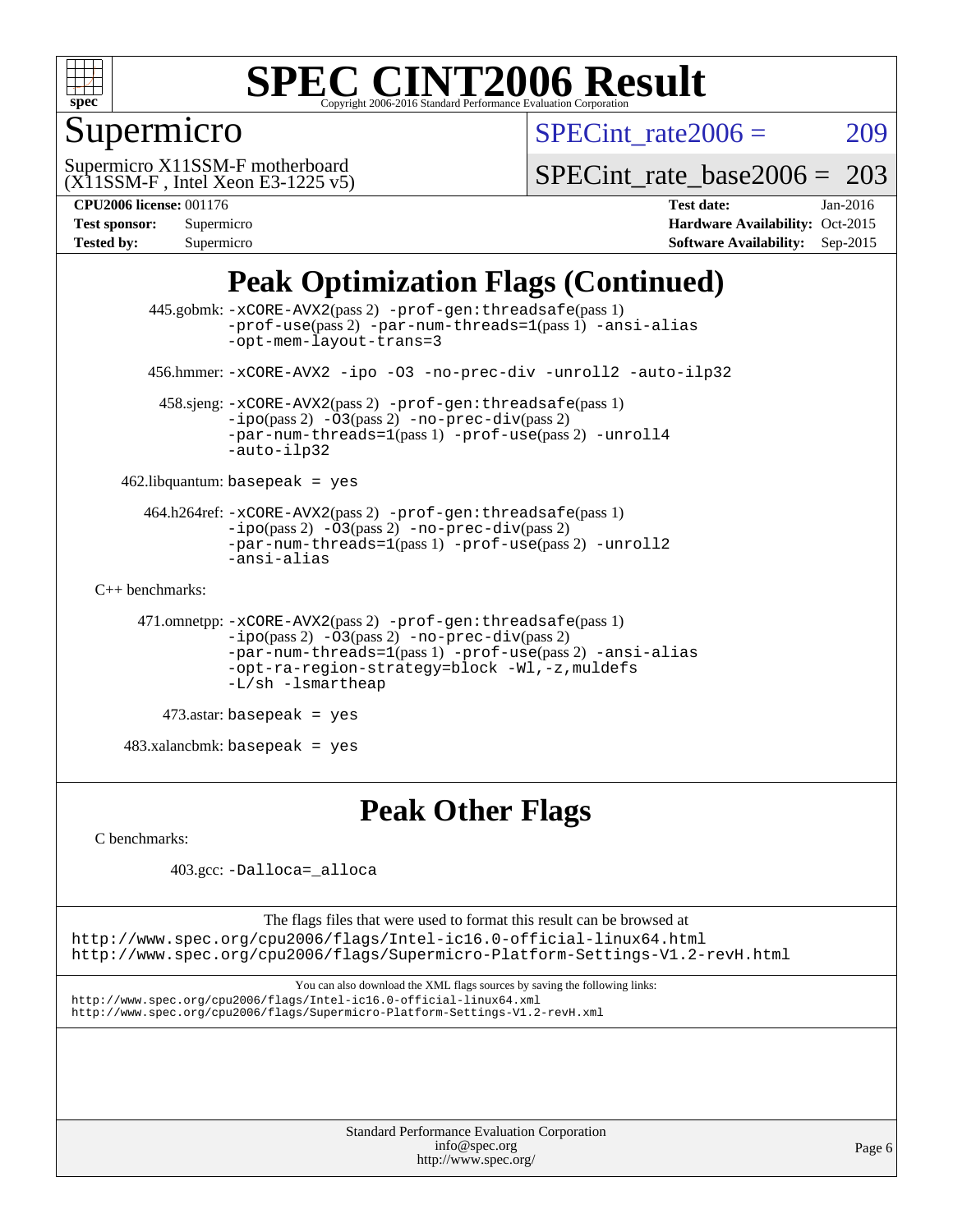# SPEC CINT2006 Result

Copyright 2006-2016 Standard Performance Evaluation Corporation

## Supermicro

Supermicro X11SSM-F motherboard
(X11SSM-F , Intel Xeon E3-1225 v5)

SPECint_rate2006 = 209

SPECint_rate_base2006 = 203

**CPU2006 license:** 001176
**Test sponsor:** Supermicro
**Tested by:** Supermicro

**Test date:** Jan-2016
**Hardware Availability:** Oct-2015
**Software Availability:** Sep-2015

## Peak Optimization Flags (Continued)

445.gobmk: `-xCORE-AVX2`(pass 2) `-prof-gen:threadsafe`(pass 1) `-prof-use`(pass 2) `-par-num-threads=1`(pass 1) `-ansi-alias` `-opt-mem-layout-trans=3`

456.hmmer: `-xCORE-AVX2 -ipo -O3 -no-prec-div -unroll2 -auto-ilp32`

458.sjeng: `-xCORE-AVX2`(pass 2) `-prof-gen:threadsafe`(pass 1) `-ipo`(pass 2) `-O3`(pass 2) `-no-prec-div`(pass 2) `-par-num-threads=1`(pass 1) `-prof-use`(pass 2) `-unroll4` `-auto-ilp32`

462.libquantum: `basepeak = yes`

464.h264ref: `-xCORE-AVX2`(pass 2) `-prof-gen:threadsafe`(pass 1) `-ipo`(pass 2) `-O3`(pass 2) `-no-prec-div`(pass 2) `-par-num-threads=1`(pass 1) `-prof-use`(pass 2) `-unroll2` `-ansi-alias`

C++ benchmarks:

471.omnetpp: `-xCORE-AVX2`(pass 2) `-prof-gen:threadsafe`(pass 1) `-ipo`(pass 2) `-O3`(pass 2) `-no-prec-div`(pass 2) `-par-num-threads=1`(pass 1) `-prof-use`(pass 2) `-ansi-alias` `-opt-ra-region-strategy=block -Wl,-z,muldefs` `-L/sh -lsmartheap`

473.astar: `basepeak = yes`

483.xalancbmk: `basepeak = yes`

## Peak Other Flags

C benchmarks:

403.gcc: `-Dalloca=_alloca`

The flags files that were used to format this result can be browsed at
http://www.spec.org/cpu2006/flags/Intel-ic16.0-official-linux64.html
http://www.spec.org/cpu2006/flags/Supermicro-Platform-Settings-V1.2-revH.html

You can also download the XML flags sources by saving the following links:
http://www.spec.org/cpu2006/flags/Intel-ic16.0-official-linux64.xml
http://www.spec.org/cpu2006/flags/Supermicro-Platform-Settings-V1.2-revH.xml

Standard Performance Evaluation Corporation
info@spec.org
http://www.spec.org/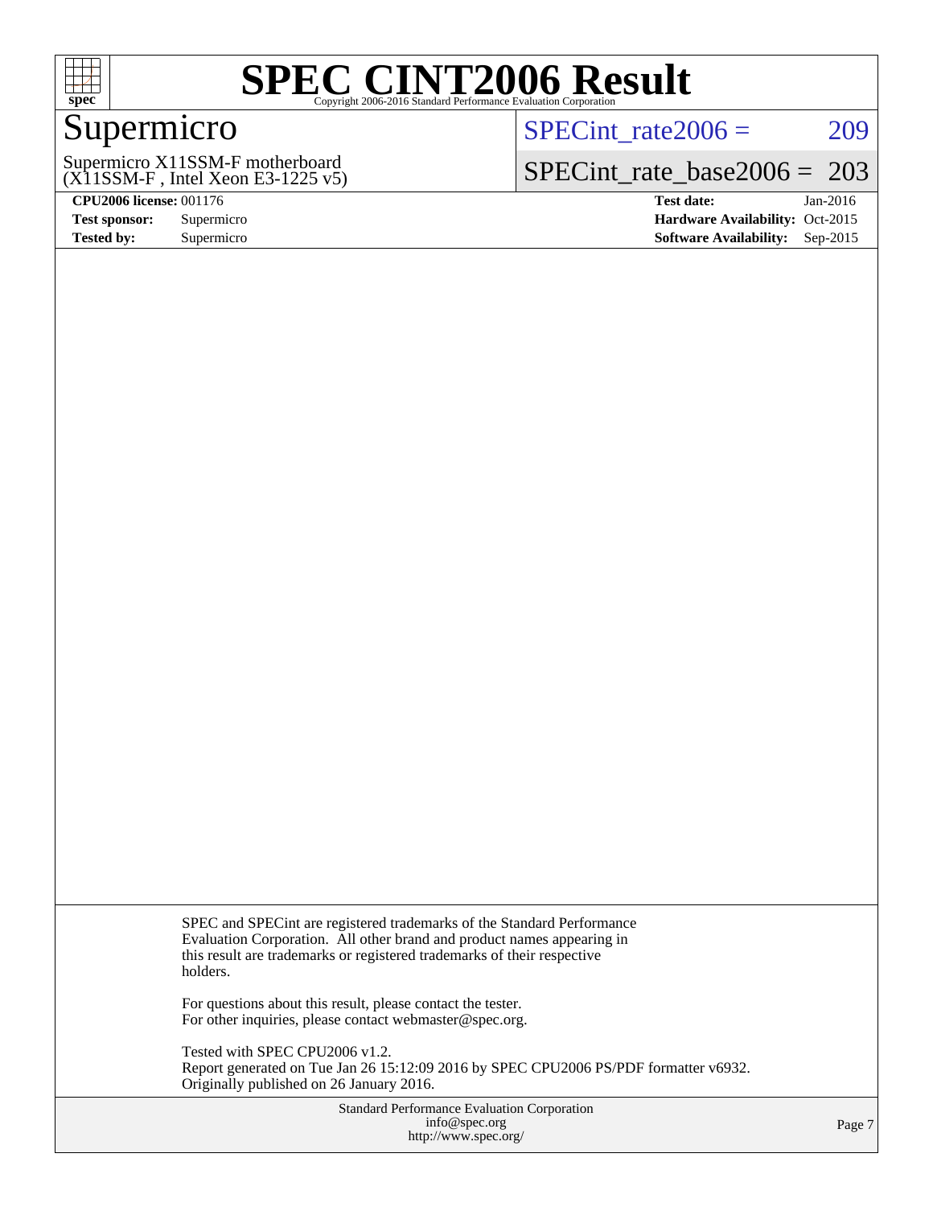SPEC and SPECint are registered trademarks of the Standard Performance Evaluation Corporation. All other brand and product names appearing in this result are trademarks or registered trademarks of their respective holders.

For questions about this result, please contact the tester.
For other inquiries, please contact webmaster@spec.org.

Tested with SPEC CPU2006 v1.2.
Report generated on Tue Jan 26 15:12:09 2016 by SPEC CPU2006 PS/PDF formatter v6932.
Originally published on 26 January 2016.